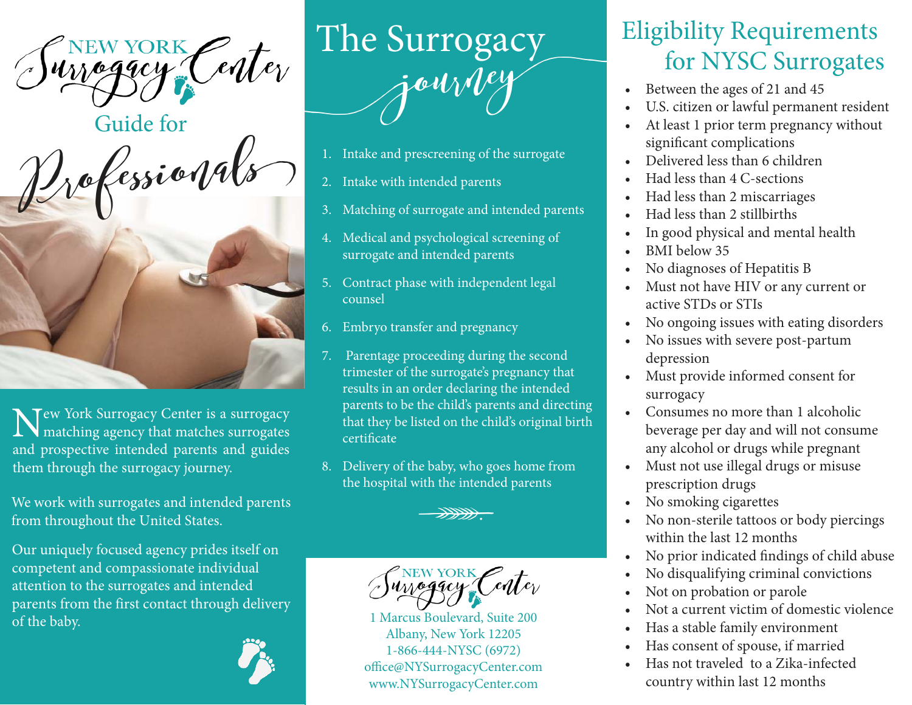# NEW YORK Surrogacy Center

## Guide for Professionals

New York Surrogacy Center is a surrogacy matching agency that matches surrogates and prospective intended parents and guides them through the surrogacy journey.

We work with surrogates and intended parents from throughout the United States.

Our uniquely focused agency prides itself on competent and compassionate individual attention to the surrogates and intended parents from the first contact through delivery of the baby.

# The Surrogacy journey

1. Intake and prescreening of the surrogate
2. Intake with intended parents
3. Matching of surrogate and intended parents
4. Medical and psychological screening of surrogate and intended parents
5. Contract phase with independent legal counsel
6. Embryo transfer and pregnancy
7. Parentage proceeding during the second trimester of the surrogate's pregnancy that results in an order declaring the intended parents to be the child's parents and directing that they be listed on the child's original birth certificate
8. Delivery of the baby, who goes home from the hospital with the intended parents

NEW YORK Surrogacy Center
1 Marcus Boulevard, Suite 200
Albany, New York 12205
1-866-444-NYSC (6972)
office@NYSurrogacyCenter.com
www.NYSurrogacyCenter.com

# Eligibility Requirements for NYSC Surrogates

- Between the ages of 21 and 45
- U.S. citizen or lawful permanent resident
- At least 1 prior term pregnancy without significant complications
- Delivered less than 6 children
- Had less than 4 C-sections
- Had less than 2 miscarriages
- Had less than 2 stillbirths
- In good physical and mental health
- BMI below 35
- No diagnoses of Hepatitis B
- Must not have HIV or any current or active STDs or STIs
- No ongoing issues with eating disorders
- No issues with severe post-partum depression
- Must provide informed consent for surrogacy
- Consumes no more than 1 alcoholic beverage per day and will not consume any alcohol or drugs while pregnant
- Must not use illegal drugs or misuse prescription drugs
- No smoking cigarettes
- No non-sterile tattoos or body piercings within the last 12 months
- No prior indicated findings of child abuse
- No disqualifying criminal convictions
- Not on probation or parole
- Not a current victim of domestic violence
- Has a stable family environment
- Has consent of spouse, if married
- Has not traveled to a Zika-infected country within last 12 months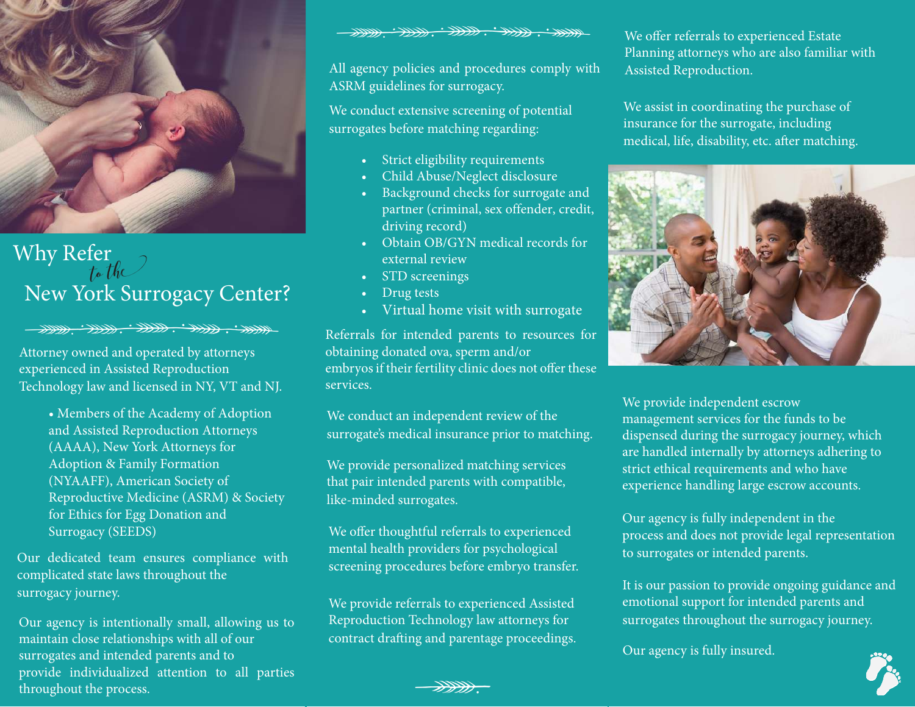# Why Refer *to the* New York Surrogacy Center?

Attorney owned and operated by attorneys experienced in Assisted Reproduction Technology law and licensed in NY, VT and NJ.

- Members of the Academy of Adoption and Assisted Reproduction Attorneys (AAAA), New York Attorneys for Adoption & Family Formation (NYAAFF), American Society of Reproductive Medicine (ASRM) & Society for Ethics for Egg Donation and Surrogacy (SEEDS)

Our dedicated team ensures compliance with complicated state laws throughout the surrogacy journey.

Our agency is intentionally small, allowing us to maintain close relationships with all of our surrogates and intended parents and to provide individualized attention to all parties throughout the process.

All agency policies and procedures comply with ASRM guidelines for surrogacy.

We conduct extensive screening of potential surrogates before matching regarding:

- Strict eligibility requirements
- Child Abuse/Neglect disclosure
- Background checks for surrogate and partner (criminal, sex offender, credit, driving record)
- Obtain OB/GYN medical records for external review
- STD screenings
- Drug tests
- Virtual home visit with surrogate

Referrals for intended parents to resources for obtaining donated ova, sperm and/or embryos if their fertility clinic does not offer these services.

We conduct an independent review of the surrogate's medical insurance prior to matching.

We provide personalized matching services that pair intended parents with compatible, like-minded surrogates.

We offer thoughtful referrals to experienced mental health providers for psychological screening procedures before embryo transfer.

We provide referrals to experienced Assisted Reproduction Technology law attorneys for contract drafting and parentage proceedings.

We offer referrals to experienced Estate Planning attorneys who are also familiar with Assisted Reproduction.

We assist in coordinating the purchase of insurance for the surrogate, including medical, life, disability, etc. after matching.

We provide independent escrow management services for the funds to be dispensed during the surrogacy journey, which are handled internally by attorneys adhering to strict ethical requirements and who have experience handling large escrow accounts.

Our agency is fully independent in the process and does not provide legal representation to surrogates or intended parents.

It is our passion to provide ongoing guidance and emotional support for intended parents and surrogates throughout the surrogacy journey.

Our agency is fully insured.